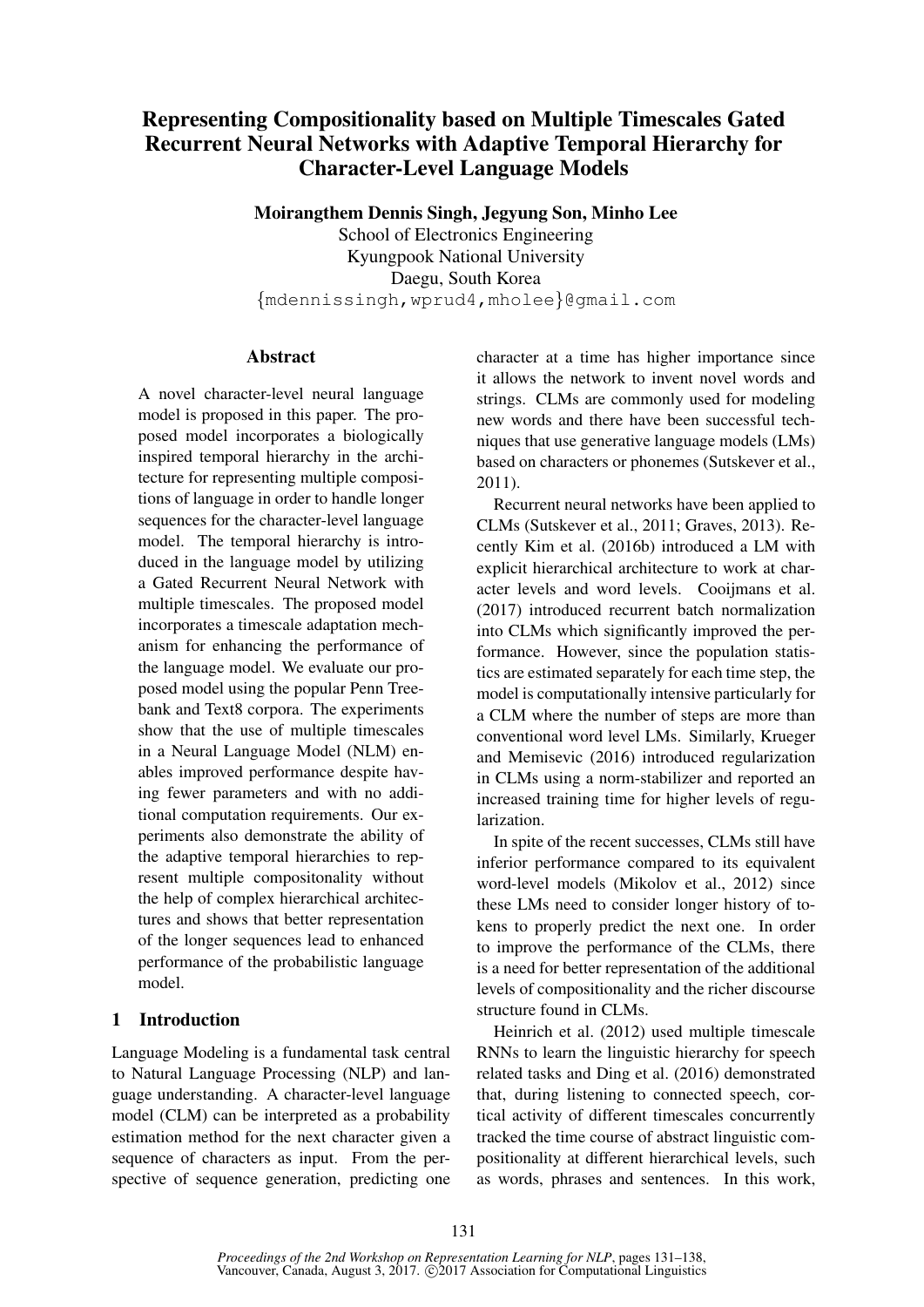# Representing Compositionality based on Multiple Timescales Gated Recurrent Neural Networks with Adaptive Temporal Hierarchy for Character-Level Language Models

**Moirangthem Dennis Singh, Jegyung Son, Minho Lee**

School of Electronics Engineering
Kyungpook National University
Daegu, South Korea
{mdennissingh,wprud4,mholee}@gmail.com

## Abstract

A novel character-level neural language model is proposed in this paper. The proposed model incorporates a biologically inspired temporal hierarchy in the architecture for representing multiple compositions of language in order to handle longer sequences for the character-level language model. The temporal hierarchy is introduced in the language model by utilizing a Gated Recurrent Neural Network with multiple timescales. The proposed model incorporates a timescale adaptation mechanism for enhancing the performance of the language model. We evaluate our proposed model using the popular Penn Treebank and Text8 corpora. The experiments show that the use of multiple timescales in a Neural Language Model (NLM) enables improved performance despite having fewer parameters and with no additional computation requirements. Our experiments also demonstrate the ability of the adaptive temporal hierarchies to represent multiple compositonality without the help of complex hierarchical architectures and shows that better representation of the longer sequences lead to enhanced performance of the probabilistic language model.

## 1 Introduction

Language Modeling is a fundamental task central to Natural Language Processing (NLP) and language understanding. A character-level language model (CLM) can be interpreted as a probability estimation method for the next character given a sequence of characters as input. From the perspective of sequence generation, predicting one character at a time has higher importance since it allows the network to invent novel words and strings. CLMs are commonly used for modeling new words and there have been successful techniques that use generative language models (LMs) based on characters or phonemes (Sutskever et al., 2011).

Recurrent neural networks have been applied to CLMs (Sutskever et al., 2011; Graves, 2013). Recently Kim et al. (2016b) introduced a LM with explicit hierarchical architecture to work at character levels and word levels. Cooijmans et al. (2017) introduced recurrent batch normalization into CLMs which significantly improved the performance. However, since the population statistics are estimated separately for each time step, the model is computationally intensive particularly for a CLM where the number of steps are more than conventional word level LMs. Similarly, Krueger and Memisevic (2016) introduced regularization in CLMs using a norm-stabilizer and reported an increased training time for higher levels of regularization.

In spite of the recent successes, CLMs still have inferior performance compared to its equivalent word-level models (Mikolov et al., 2012) since these LMs need to consider longer history of tokens to properly predict the next one. In order to improve the performance of the CLMs, there is a need for better representation of the additional levels of compositionality and the richer discourse structure found in CLMs.

Heinrich et al. (2012) used multiple timescale RNNs to learn the linguistic hierarchy for speech related tasks and Ding et al. (2016) demonstrated that, during listening to connected speech, cortical activity of different timescales concurrently tracked the time course of abstract linguistic compositionality at different hierarchical levels, such as words, phrases and sentences. In this work,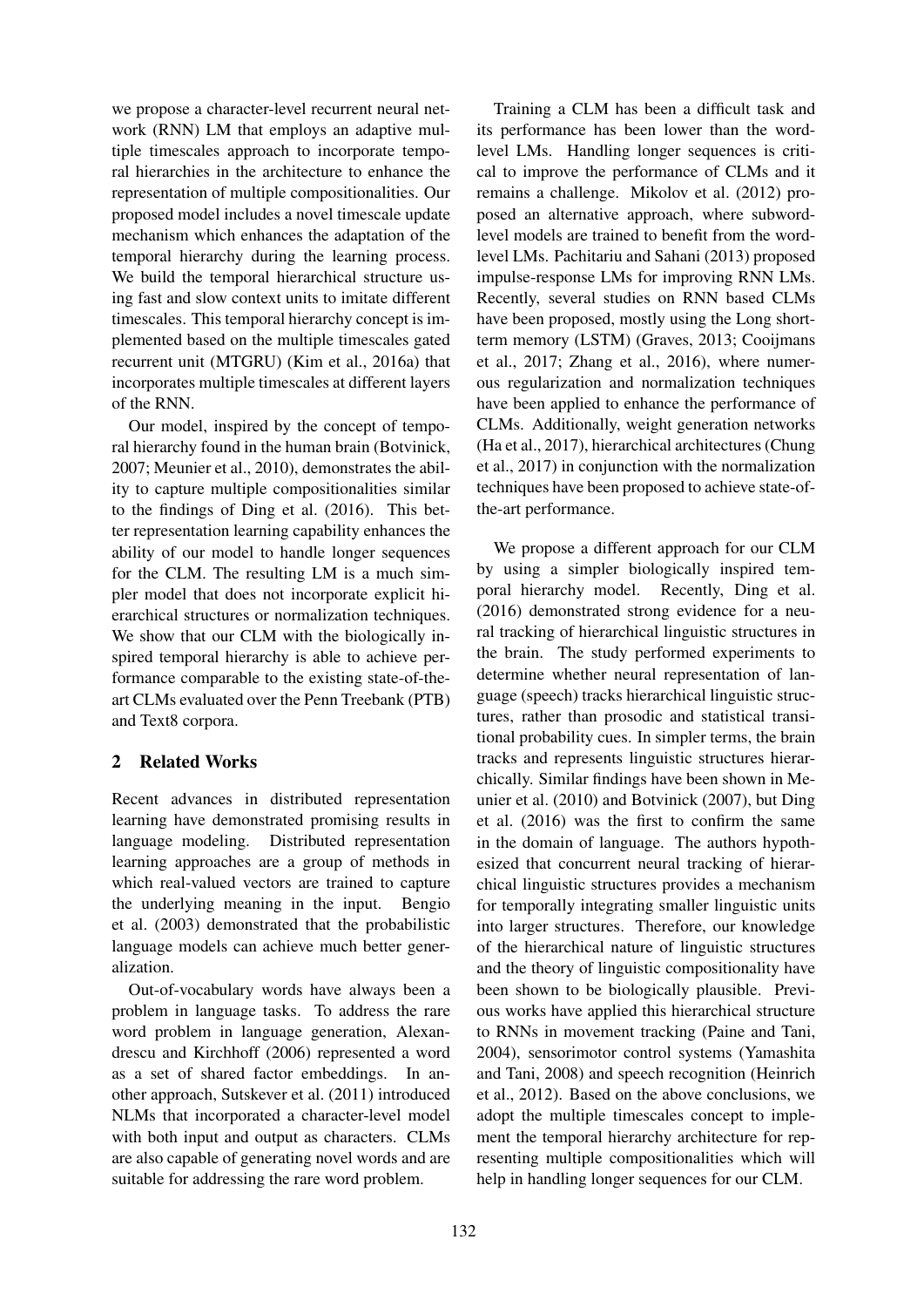we propose a character-level recurrent neural network (RNN) LM that employs an adaptive multiple timescales approach to incorporate temporal hierarchies in the architecture to enhance the representation of multiple compositionalities. Our proposed model includes a novel timescale update mechanism which enhances the adaptation of the temporal hierarchy during the learning process. We build the temporal hierarchical structure using fast and slow context units to imitate different timescales. This temporal hierarchy concept is implemented based on the multiple timescales gated recurrent unit (MTGRU) (Kim et al., 2016a) that incorporates multiple timescales at different layers of the RNN.

Our model, inspired by the concept of temporal hierarchy found in the human brain (Botvinick, 2007; Meunier et al., 2010), demonstrates the ability to capture multiple compositionalities similar to the findings of Ding et al. (2016). This better representation learning capability enhances the ability of our model to handle longer sequences for the CLM. The resulting LM is a much simpler model that does not incorporate explicit hierarchical structures or normalization techniques. We show that our CLM with the biologically inspired temporal hierarchy is able to achieve performance comparable to the existing state-of-the-art CLMs evaluated over the Penn Treebank (PTB) and Text8 corpora.

## 2 Related Works

Recent advances in distributed representation learning have demonstrated promising results in language modeling. Distributed representation learning approaches are a group of methods in which real-valued vectors are trained to capture the underlying meaning in the input. Bengio et al. (2003) demonstrated that the probabilistic language models can achieve much better generalization.

Out-of-vocabulary words have always been a problem in language tasks. To address the rare word problem in language generation, Alexandrescu and Kirchhoff (2006) represented a word as a set of shared factor embeddings. In another approach, Sutskever et al. (2011) introduced NLMs that incorporated a character-level model with both input and output as characters. CLMs are also capable of generating novel words and are suitable for addressing the rare word problem.

Training a CLM has been a difficult task and its performance has been lower than the word-level LMs. Handling longer sequences is critical to improve the performance of CLMs and it remains a challenge. Mikolov et al. (2012) proposed an alternative approach, where subword-level models are trained to benefit from the word-level LMs. Pachitariu and Sahani (2013) proposed impulse-response LMs for improving RNN LMs. Recently, several studies on RNN based CLMs have been proposed, mostly using the Long short-term memory (LSTM) (Graves, 2013; Cooijmans et al., 2017; Zhang et al., 2016), where numerous regularization and normalization techniques have been applied to enhance the performance of CLMs. Additionally, weight generation networks (Ha et al., 2017), hierarchical architectures (Chung et al., 2017) in conjunction with the normalization techniques have been proposed to achieve state-of-the-art performance.

We propose a different approach for our CLM by using a simpler biologically inspired temporal hierarchy model. Recently, Ding et al. (2016) demonstrated strong evidence for a neural tracking of hierarchical linguistic structures in the brain. The study performed experiments to determine whether neural representation of language (speech) tracks hierarchical linguistic structures, rather than prosodic and statistical transitional probability cues. In simpler terms, the brain tracks and represents linguistic structures hierarchically. Similar findings have been shown in Meunier et al. (2010) and Botvinick (2007), but Ding et al. (2016) was the first to confirm the same in the domain of language. The authors hypothesized that concurrent neural tracking of hierarchical linguistic structures provides a mechanism for temporally integrating smaller linguistic units into larger structures. Therefore, our knowledge of the hierarchical nature of linguistic structures and the theory of linguistic compositionality have been shown to be biologically plausible. Previous works have applied this hierarchical structure to RNNs in movement tracking (Paine and Tani, 2004), sensorimotor control systems (Yamashita and Tani, 2008) and speech recognition (Heinrich et al., 2012). Based on the above conclusions, we adopt the multiple timescales concept to implement the temporal hierarchy architecture for representing multiple compositionalities which will help in handling longer sequences for our CLM.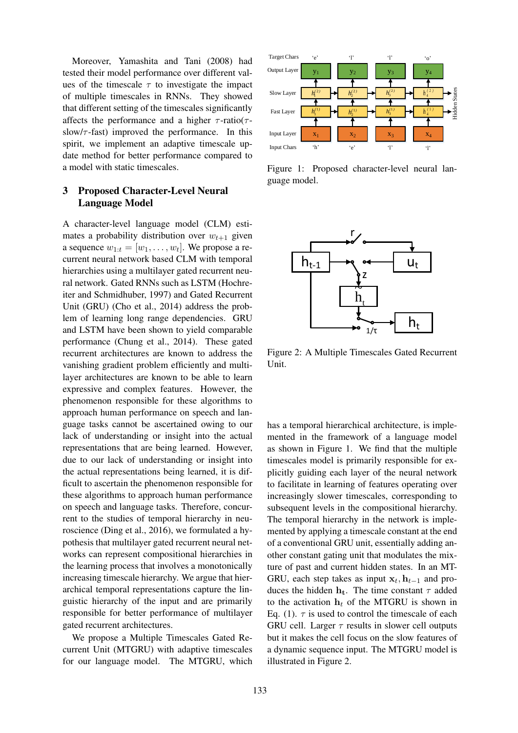Moreover, Yamashita and Tani (2008) had tested their model performance over different values of the timescale $\tau$ to investigate the impact of multiple timescales in RNNs. They showed that different setting of the timescales significantly affects the performance and a higher $\tau$-ratio($\tau$-slow/$\tau$-fast) improved the performance. In this spirit, we implement an adaptive timescale update method for better performance compared to a model with static timescales.

## 3 Proposed Character-Level Neural Language Model

A character-level language model (CLM) estimates a probability distribution over $w_{t+1}$ given a sequence $w_{1:t} = [w_1, \ldots, w_t]$. We propose a recurrent neural network based CLM with temporal hierarchies using a multilayer gated recurrent neural network. Gated RNNs such as LSTM (Hochreiter and Schmidhuber, 1997) and Gated Recurrent Unit (GRU) (Cho et al., 2014) address the problem of learning long range dependencies. GRU and LSTM have been shown to yield comparable performance (Chung et al., 2014). These gated recurrent architectures are known to address the vanishing gradient problem efficiently and multilayer architectures are known to be able to learn expressive and complex features. However, the phenomenon responsible for these algorithms to approach human performance on speech and language tasks cannot be ascertained owing to our lack of understanding or insight into the actual representations that are being learned. However, due to our lack of understanding or insight into the actual representations being learned, it is difficult to ascertain the phenomenon responsible for these algorithms to approach human performance on speech and language tasks. Therefore, concurrent to the studies of temporal hierarchy in neuroscience (Ding et al., 2016), we formulated a hypothesis that multilayer gated recurrent neural networks can represent compositional hierarchies in the learning process that involves a monotonically increasing timescale hierarchy. We argue that hierarchical temporal representations capture the linguistic hierarchy of the input and are primarily responsible for better performance of multilayer gated recurrent architectures.

We propose a Multiple Timescales Gated Recurrent Unit (MTGRU) with adaptive timescales for our language model. The MTGRU, which has a temporal hierarchical architecture, is implemented in the framework of a language model as shown in Figure 1. We find that the multiple timescales model is primarily responsible for explicitly guiding each layer of the neural network to facilitate in learning of features operating over increasingly slower timescales, corresponding to subsequent levels in the compositional hierarchy. The temporal hierarchy in the network is implemented by applying a timescale constant at the end of a conventional GRU unit, essentially adding another constant gating unit that modulates the mixture of past and current hidden states. In an MTGRU, each step takes as input $\mathbf{x}_t, \mathbf{h}_{t-1}$ and produces the hidden $\mathbf{h_t}$. The time constant $\tau$ added to the activation $\mathbf{h}_t$ of the MTGRU is shown in Eq. (1). $\tau$ is used to control the timescale of each GRU cell. Larger $\tau$ results in slower cell outputs but it makes the cell focus on the slow features of a dynamic sequence input. The MTGRU model is illustrated in Figure 2.

Figure 1: Proposed character-level neural language model.

Figure 2: A Multiple Timescales Gated Recurrent Unit.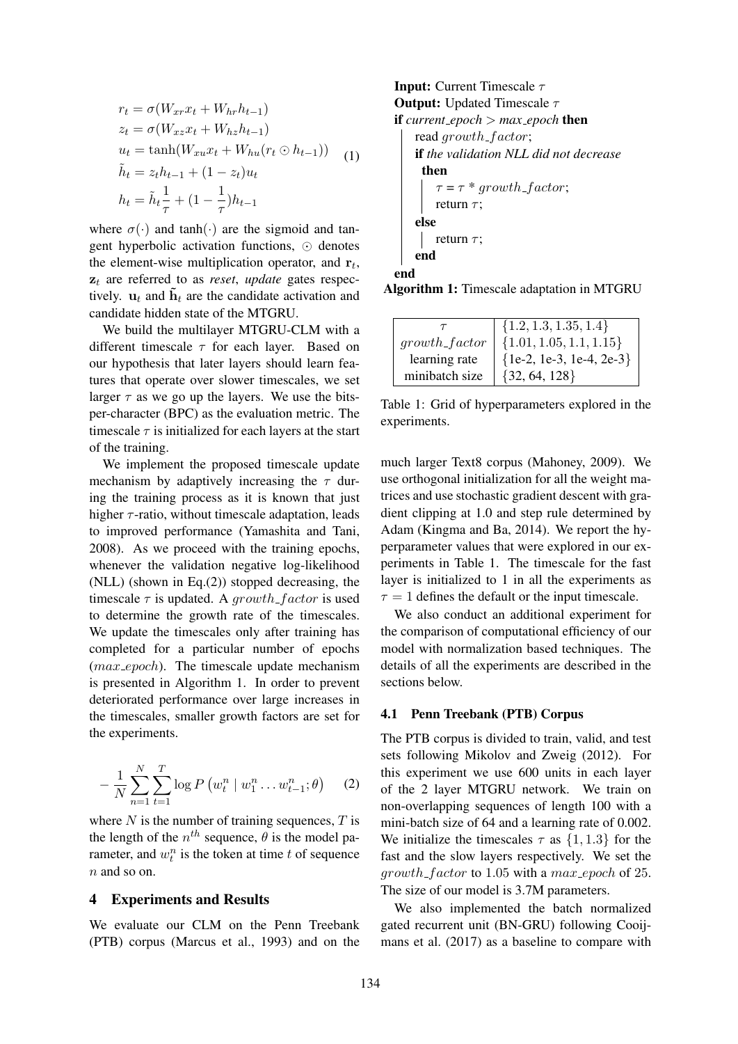$$
\begin{aligned}
r_t &= \sigma(W_{xr}x_t + W_{hr}h_{t-1}) \\
z_t &= \sigma(W_{xz}x_t + W_{hz}h_{t-1}) \\
u_t &= \tanh(W_{xu}x_t + W_{hu}(r_t \odot h_{t-1})) \\
\tilde{h}_t &= z_t h_{t-1} + (1 - z_t)u_t \\
h_t &= \tilde{h}_t \frac{1}{\tau} + (1 - \frac{1}{\tau})h_{t-1}
\end{aligned}
\tag{1}
$$

where $\sigma(\cdot)$ and $\tanh(\cdot)$ are the sigmoid and tangent hyperbolic activation functions, $\odot$ denotes the element-wise multiplication operator, and $\mathbf{r}_t$, $\mathbf{z}_t$ are referred to as *reset*, *update* gates respectively. $\mathbf{u}_t$ and $\tilde{\mathbf{h}}_t$ are the candidate activation and candidate hidden state of the MTGRU.

We build the multilayer MTGRU-CLM with a different timescale $\tau$ for each layer. Based on our hypothesis that later layers should learn features that operate over slower timescales, we set larger $\tau$ as we go up the layers. We use the bits-per-character (BPC) as the evaluation metric. The timescale $\tau$ is initialized for each layers at the start of the training.

We implement the proposed timescale update mechanism by adaptively increasing the $\tau$ during the training process as it is known that just higher $\tau$-ratio, without timescale adaptation, leads to improved performance (Yamashita and Tani, 2008). As we proceed with the training epochs, whenever the validation negative log-likelihood (NLL) (shown in Eq.(2)) stopped decreasing, the timescale $\tau$ is updated. A $growth\_factor$ is used to determine the growth rate of the timescales. We update the timescales only after training has completed for a particular number of epochs ($max\_epoch$). The timescale update mechanism is presented in Algorithm 1. In order to prevent deteriorated performance over large increases in the timescales, smaller growth factors are set for the experiments.

$$
-\frac{1}{N}\sum_{n=1}^{N}\sum_{t=1}^{T}\log P\left(w_t^n \mid w_1^n \dots w_{t-1}^n; \theta\right) \tag{2}
$$

where $N$ is the number of training sequences, $T$ is the length of the $n^{th}$ sequence, $\theta$ is the model parameter, and $w_t^n$ is the token at time $t$ of sequence $n$ and so on.

## 4 Experiments and Results

We evaluate our CLM on the Penn Treebank (PTB) corpus (Marcus et al., 1993) and on the

```
Input: Current Timescale τ
Output: Updated Timescale τ
if current_epoch > max_epoch then
    read growth_factor;
    if the validation NLL did not decrease then
        τ = τ * growth_factor;
        return τ;
    else
        return τ;
    end
end
```

**Algorithm 1:** Timescale adaptation in MTGRU

| $\tau$ | $\{1.2, 1.3, 1.35, 1.4\}$ |
|---|---|
| $growth\_factor$ | $\{1.01, 1.05, 1.1, 1.15\}$ |
| learning rate | {1e-2, 1e-3, 1e-4, 2e-3} |
| minibatch size | $\{32, 64, 128\}$ |

Table 1: Grid of hyperparameters explored in the experiments.

much larger Text8 corpus (Mahoney, 2009). We use orthogonal initialization for all the weight matrices and use stochastic gradient descent with gradient clipping at 1.0 and step rule determined by Adam (Kingma and Ba, 2014). We report the hyperparameter values that were explored in our experiments in Table 1. The timescale for the fast layer is initialized to 1 in all the experiments as $\tau = 1$ defines the default or the input timescale.

We also conduct an additional experiment for the comparison of computational efficiency of our model with normalization based techniques. The details of all the experiments are described in the sections below.

### 4.1 Penn Treebank (PTB) Corpus

The PTB corpus is divided to train, valid, and test sets following Mikolov and Zweig (2012). For this experiment we use 600 units in each layer of the 2 layer MTGRU network. We train on non-overlapping sequences of length 100 with a mini-batch size of 64 and a learning rate of 0.002. We initialize the timescales $\tau$ as $\{1, 1.3\}$ for the fast and the slow layers respectively. We set the $growth\_factor$ to 1.05 with a $max\_epoch$ of 25. The size of our model is 3.7M parameters.

We also implemented the batch normalized gated recurrent unit (BN-GRU) following Cooijmans et al. (2017) as a baseline to compare with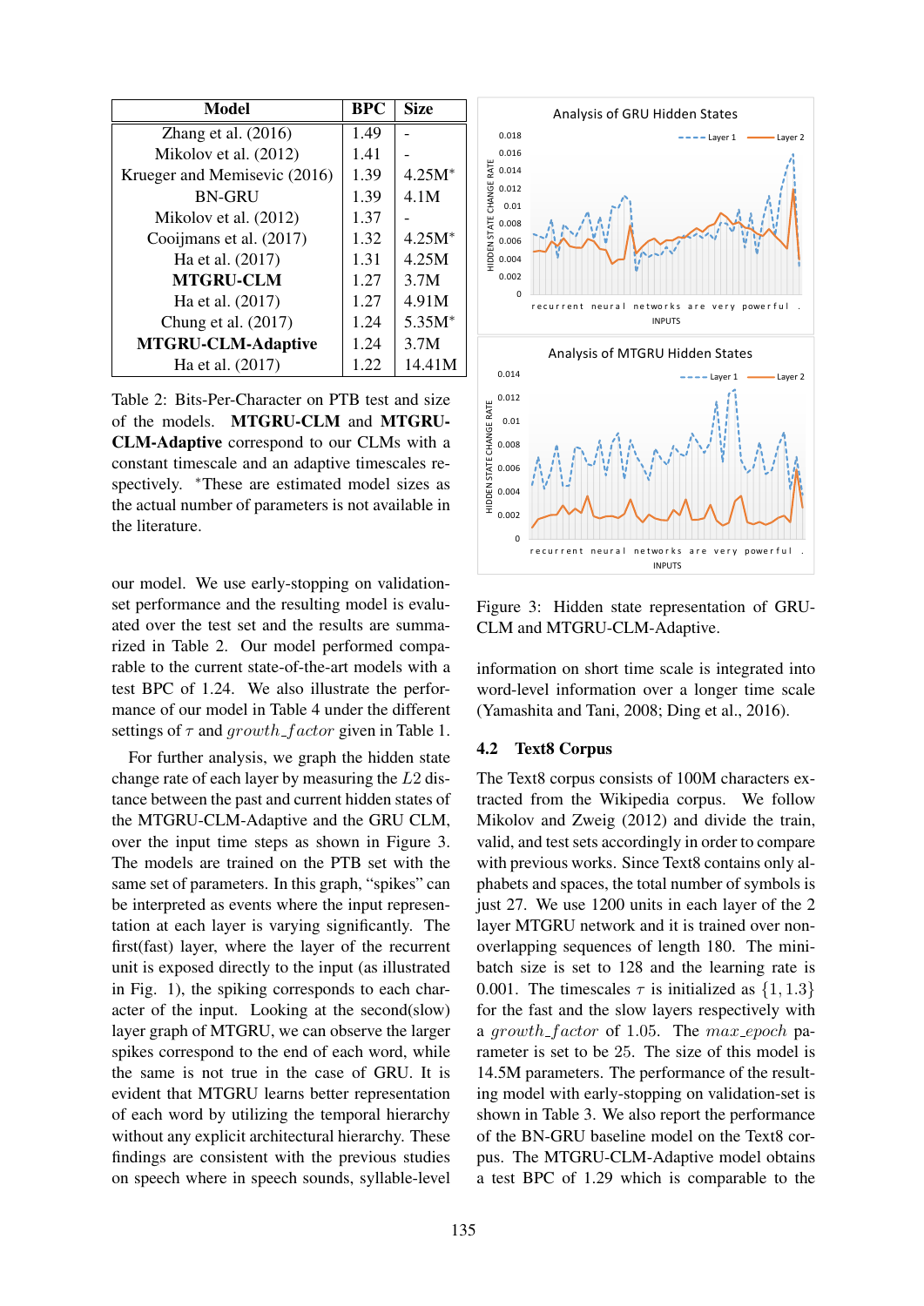| Model | BPC | Size |
|---|---|---|
| Zhang et al. (2016) | 1.49 | - |
| Mikolov et al. (2012) | 1.41 | - |
| Krueger and Memisevic (2016) | 1.39 | 4.25M* |
| BN-GRU | 1.39 | 4.1M |
| Mikolov et al. (2012) | 1.37 | - |
| Cooijmans et al. (2017) | 1.32 | 4.25M* |
| Ha et al. (2017) | 1.31 | 4.25M |
| **MTGRU-CLM** | 1.27 | 3.7M |
| Ha et al. (2017) | 1.27 | 4.91M |
| Chung et al. (2017) | 1.24 | 5.35M* |
| **MTGRU-CLM-Adaptive** | 1.24 | 3.7M |
| Ha et al. (2017) | 1.22 | 14.41M |

Table 2: Bits-Per-Character on PTB test and size of the models. **MTGRU-CLM** and **MTGRU-CLM-Adaptive** correspond to our CLMs with a constant timescale and an adaptive timescales respectively. *These are estimated model sizes as the actual number of parameters is not available in the literature.

our model. We use early-stopping on validation-set performance and the resulting model is evaluated over the test set and the results are summarized in Table 2. Our model performed comparable to the current state-of-the-art models with a test BPC of 1.24. We also illustrate the performance of our model in Table 4 under the different settings of $\tau$ and $growth\_factor$ given in Table 1.

For further analysis, we graph the hidden state change rate of each layer by measuring the $L2$ distance between the past and current hidden states of the MTGRU-CLM-Adaptive and the GRU CLM, over the input time steps as shown in Figure 3. The models are trained on the PTB set with the same set of parameters. In this graph, "spikes" can be interpreted as events where the input representation at each layer is varying significantly. The first(fast) layer, where the layer of the recurrent unit is exposed directly to the input (as illustrated in Fig. 1), the spiking corresponds to each character of the input. Looking at the second(slow) layer graph of MTGRU, we can observe the larger spikes correspond to the end of each word, while the same is not true in the case of GRU. It is evident that MTGRU learns better representation of each word by utilizing the temporal hierarchy without any explicit architectural hierarchy. These findings are consistent with the previous studies on speech where in speech sounds, syllable-level

Figure 3: Hidden state representation of GRU-CLM and MTGRU-CLM-Adaptive.

information on short time scale is integrated into word-level information over a longer time scale (Yamashita and Tani, 2008; Ding et al., 2016).

## 4.2 Text8 Corpus

The Text8 corpus consists of 100M characters extracted from the Wikipedia corpus. We follow Mikolov and Zweig (2012) and divide the train, valid, and test sets accordingly in order to compare with previous works. Since Text8 contains only alphabets and spaces, the total number of symbols is just 27. We use 1200 units in each layer of the 2 layer MTGRU network and it is trained over non-overlapping sequences of length 180. The mini-batch size is set to 128 and the learning rate is 0.001. The timescales $\tau$ is initialized as $\{1, 1.3\}$ for the fast and the slow layers respectively with a $growth\_factor$ of 1.05. The $max\_epoch$ parameter is set to be 25. The size of this model is 14.5M parameters. The performance of the resulting model with early-stopping on validation-set is shown in Table 3. We also report the performance of the BN-GRU baseline model on the Text8 corpus. The MTGRU-CLM-Adaptive model obtains a test BPC of 1.29 which is comparable to the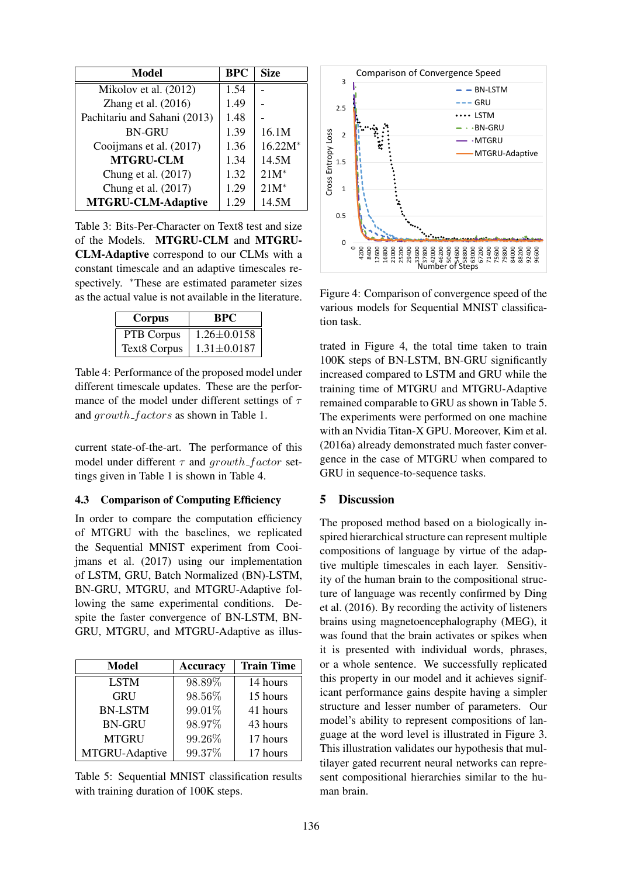| Model | BPC | Size |
|---|---|---|
| Mikolov et al. (2012) | 1.54 | - |
| Zhang et al. (2016) | 1.49 | - |
| Pachitariu and Sahani (2013) | 1.48 | - |
| BN-GRU | 1.39 | 16.1M |
| Cooijmans et al. (2017) | 1.36 | 16.22M* |
| **MTGRU-CLM** | 1.34 | 14.5M |
| Chung et al. (2017) | 1.32 | 21M* |
| Chung et al. (2017) | 1.29 | 21M* |
| **MTGRU-CLM-Adaptive** | 1.29 | 14.5M |

Table 3: Bits-Per-Character on Text8 test and size of the Models. **MTGRU-CLM** and **MTGRU-CLM-Adaptive** correspond to our CLMs with a constant timescale and an adaptive timescales respectively. *These are estimated parameter sizes as the actual value is not available in the literature.

| Corpus | BPC |
|---|---|
| PTB Corpus | 1.26±0.0158 |
| Text8 Corpus | 1.31±0.0187 |

Table 4: Performance of the proposed model under different timescale updates. These are the performance of the model under different settings of $\tau$ and $growth\_factors$ as shown in Table 1.

current state-of-the-art. The performance of this model under different $\tau$ and $growth\_factor$ settings given in Table 1 is shown in Table 4.

### 4.3 Comparison of Computing Efficiency

In order to compare the computation efficiency of MTGRU with the baselines, we replicated the Sequential MNIST experiment from Cooijmans et al. (2017) using our implementation of LSTM, GRU, Batch Normalized (BN)-LSTM, BN-GRU, MTGRU, and MTGRU-Adaptive following the same experimental conditions. Despite the faster convergence of BN-LSTM, BN-GRU, MTGRU, and MTGRU-Adaptive as illustrated in Figure 4, the total time taken to train 100K steps of BN-LSTM, BN-GRU significantly increased compared to LSTM and GRU while the training time of MTGRU and MTGRU-Adaptive remained comparable to GRU as shown in Table 5. The experiments were performed on one machine with an Nvidia Titan-X GPU. Moreover, Kim et al. (2016a) already demonstrated much faster convergence in the case of MTGRU when compared to GRU in sequence-to-sequence tasks.

| Model | Accuracy | Train Time |
|---|---|---|
| LSTM | 98.89% | 14 hours |
| GRU | 98.56% | 15 hours |
| BN-LSTM | 99.01% | 41 hours |
| BN-GRU | 98.97% | 43 hours |
| MTGRU | 99.26% | 17 hours |
| MTGRU-Adaptive | 99.37% | 17 hours |

Table 5: Sequential MNIST classification results with training duration of 100K steps.

Figure 4: Comparison of convergence speed of the various models for Sequential MNIST classification task.

## 5 Discussion

The proposed method based on a biologically inspired hierarchical structure can represent multiple compositions of language by virtue of the adaptive multiple timescales in each layer. Sensitivity of the human brain to the compositional structure of language was recently confirmed by Ding et al. (2016). By recording the activity of listeners brains using magnetoencephalography (MEG), it was found that the brain activates or spikes when it is presented with individual words, phrases, or a whole sentence. We successfully replicated this property in our model and it achieves significant performance gains despite having a simpler structure and lesser number of parameters. Our model's ability to represent compositions of language at the word level is illustrated in Figure 3. This illustration validates our hypothesis that multilayer gated recurrent neural networks can represent compositional hierarchies similar to the human brain.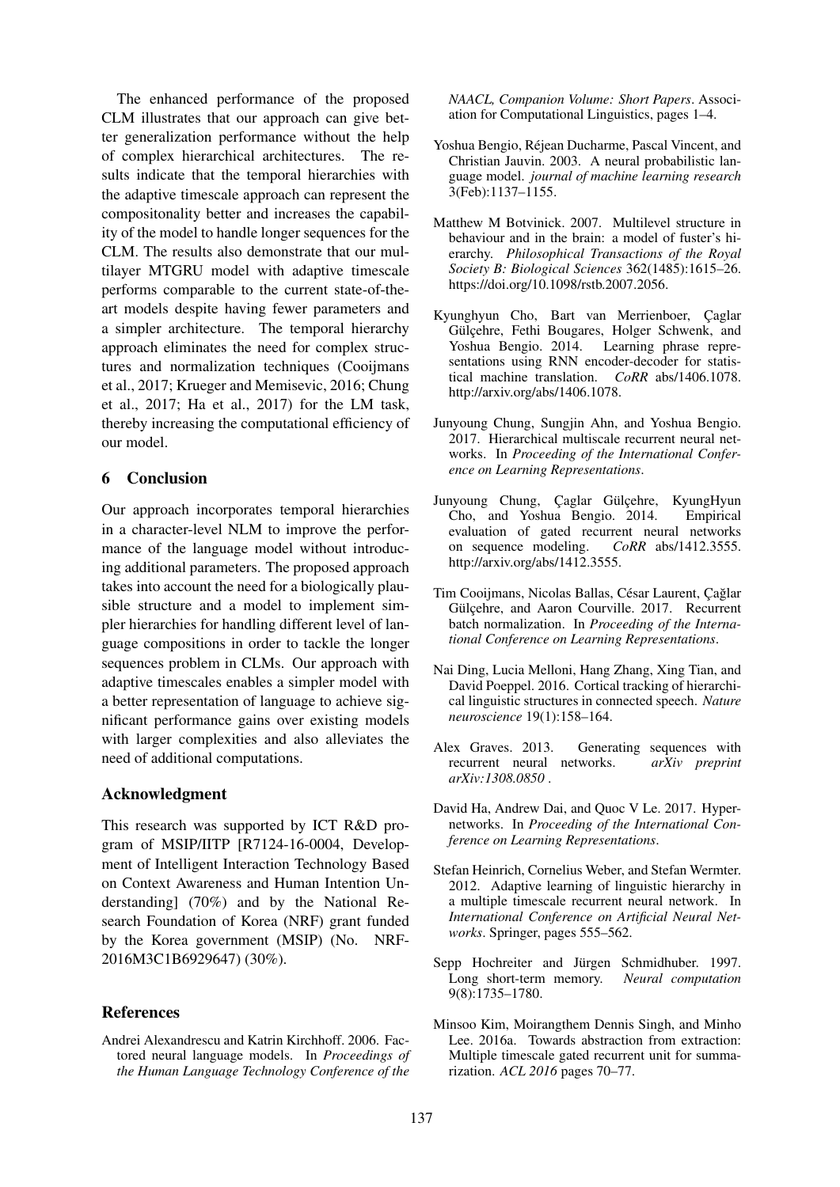The enhanced performance of the proposed CLM illustrates that our approach can give better generalization performance without the help of complex hierarchical architectures. The results indicate that the temporal hierarchies with the adaptive timescale approach can represent the compositonality better and increases the capability of the model to handle longer sequences for the CLM. The results also demonstrate that our multilayer MTGRU model with adaptive timescale performs comparable to the current state-of-the-art models despite having fewer parameters and a simpler architecture. The temporal hierarchy approach eliminates the need for complex structures and normalization techniques (Cooijmans et al., 2017; Krueger and Memisevic, 2016; Chung et al., 2017; Ha et al., 2017) for the LM task, thereby increasing the computational efficiency of our model.

## 6 Conclusion

Our approach incorporates temporal hierarchies in a character-level NLM to improve the performance of the language model without introducing additional parameters. The proposed approach takes into account the need for a biologically plausible structure and a model to implement simpler hierarchies for handling different level of language compositions in order to tackle the longer sequences problem in CLMs. Our approach with adaptive timescales enables a simpler model with a better representation of language to achieve significant performance gains over existing models with larger complexities and also alleviates the need of additional computations.

## Acknowledgment

This research was supported by ICT R&D program of MSIP/IITP [R7124-16-0004, Development of Intelligent Interaction Technology Based on Context Awareness and Human Intention Understanding] (70%) and by the National Research Foundation of Korea (NRF) grant funded by the Korea government (MSIP) (No. NRF-2016M3C1B6929647) (30%).

## References

Andrei Alexandrescu and Katrin Kirchhoff. 2006. Factored neural language models. In *Proceedings of the Human Language Technology Conference of the NAACL, Companion Volume: Short Papers*. Association for Computational Linguistics, pages 1–4.

Yoshua Bengio, Réjean Ducharme, Pascal Vincent, and Christian Jauvin. 2003. A neural probabilistic language model. *journal of machine learning research* 3(Feb):1137–1155.

Matthew M Botvinick. 2007. Multilevel structure in behaviour and in the brain: a model of fuster's hierarchy. *Philosophical Transactions of the Royal Society B: Biological Sciences* 362(1485):1615–26. https://doi.org/10.1098/rstb.2007.2056.

Kyunghyun Cho, Bart van Merrienboer, Çaglar Gülçehre, Fethi Bougares, Holger Schwenk, and Yoshua Bengio. 2014. Learning phrase representations using RNN encoder-decoder for statistical machine translation. *CoRR* abs/1406.1078. http://arxiv.org/abs/1406.1078.

Junyoung Chung, Sungjin Ahn, and Yoshua Bengio. 2017. Hierarchical multiscale recurrent neural networks. In *Proceeding of the International Conference on Learning Representations*.

Junyoung Chung, Çaglar Gülçehre, KyungHyun Cho, and Yoshua Bengio. 2014. Empirical evaluation of gated recurrent neural networks on sequence modeling. *CoRR* abs/1412.3555. http://arxiv.org/abs/1412.3555.

Tim Cooijmans, Nicolas Ballas, César Laurent, Çağlar Gülçehre, and Aaron Courville. 2017. Recurrent batch normalization. In *Proceeding of the International Conference on Learning Representations*.

Nai Ding, Lucia Melloni, Hang Zhang, Xing Tian, and David Poeppel. 2016. Cortical tracking of hierarchical linguistic structures in connected speech. *Nature neuroscience* 19(1):158–164.

Alex Graves. 2013. Generating sequences with recurrent neural networks. *arXiv preprint arXiv:1308.0850* .

David Ha, Andrew Dai, and Quoc V Le. 2017. Hypernetworks. In *Proceeding of the International Conference on Learning Representations*.

Stefan Heinrich, Cornelius Weber, and Stefan Wermter. 2012. Adaptive learning of linguistic hierarchy in a multiple timescale recurrent neural network. In *International Conference on Artificial Neural Networks*. Springer, pages 555–562.

Sepp Hochreiter and Jürgen Schmidhuber. 1997. Long short-term memory. *Neural computation* 9(8):1735–1780.

Minsoo Kim, Moirangthem Dennis Singh, and Minho Lee. 2016a. Towards abstraction from extraction: Multiple timescale gated recurrent unit for summarization. *ACL 2016* pages 70–77.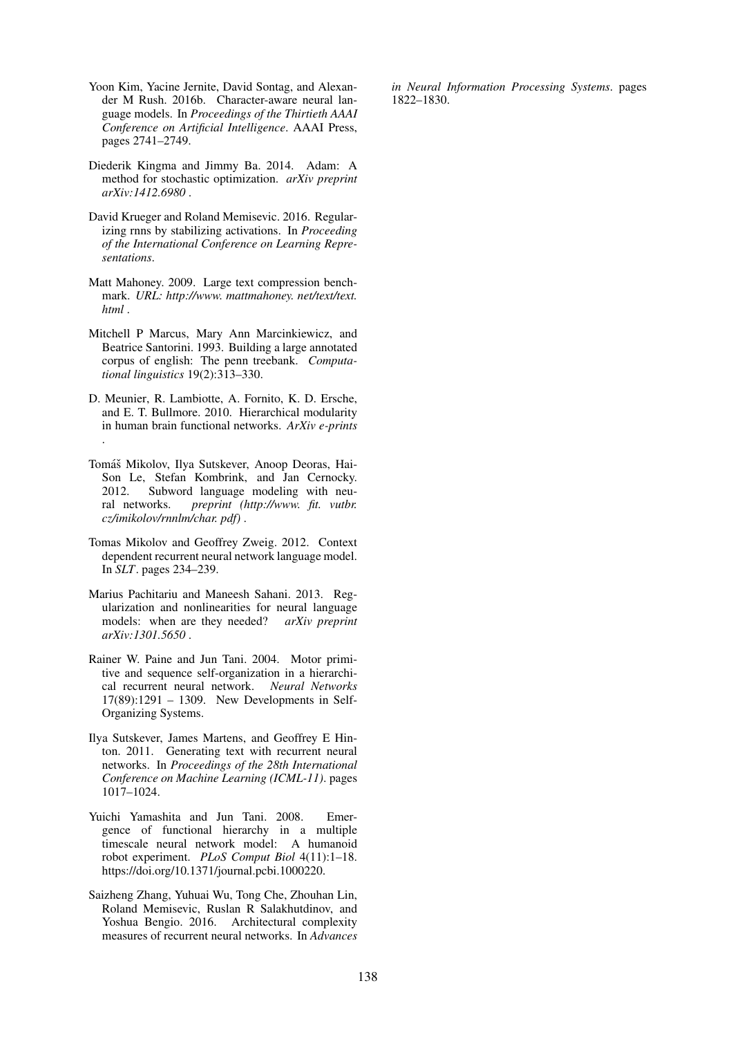Yoon Kim, Yacine Jernite, David Sontag, and Alexander M Rush. 2016b. Character-aware neural language models. In *Proceedings of the Thirtieth AAAI Conference on Artificial Intelligence*. AAAI Press, pages 2741–2749.

Diederik Kingma and Jimmy Ba. 2014. Adam: A method for stochastic optimization. *arXiv preprint arXiv:1412.6980* .

David Krueger and Roland Memisevic. 2016. Regularizing rnns by stabilizing activations. In *Proceeding of the International Conference on Learning Representations*.

Matt Mahoney. 2009. Large text compression benchmark. *URL: http://www. mattmahoney. net/text/text. html* .

Mitchell P Marcus, Mary Ann Marcinkiewicz, and Beatrice Santorini. 1993. Building a large annotated corpus of english: The penn treebank. *Computational linguistics* 19(2):313–330.

D. Meunier, R. Lambiotte, A. Fornito, K. D. Ersche, and E. T. Bullmore. 2010. Hierarchical modularity in human brain functional networks. *ArXiv e-prints* .

Tomáš Mikolov, Ilya Sutskever, Anoop Deoras, Hai-Son Le, Stefan Kombrink, and Jan Cernocky. 2012. Subword language modeling with neural networks. *preprint (http://www. fit. vutbr. cz/imikolov/rnnlm/char. pdf)* .

Tomas Mikolov and Geoffrey Zweig. 2012. Context dependent recurrent neural network language model. In *SLT*. pages 234–239.

Marius Pachitariu and Maneesh Sahani. 2013. Regularization and nonlinearities for neural language models: when are they needed? *arXiv preprint arXiv:1301.5650* .

Rainer W. Paine and Jun Tani. 2004. Motor primitive and sequence self-organization in a hierarchical recurrent neural network. *Neural Networks* 17(89):1291 – 1309. New Developments in Self-Organizing Systems.

Ilya Sutskever, James Martens, and Geoffrey E Hinton. 2011. Generating text with recurrent neural networks. In *Proceedings of the 28th International Conference on Machine Learning (ICML-11)*. pages 1017–1024.

Yuichi Yamashita and Jun Tani. 2008. Emergence of functional hierarchy in a multiple timescale neural network model: A humanoid robot experiment. *PLoS Comput Biol* 4(11):1–18. https://doi.org/10.1371/journal.pcbi.1000220.

Saizheng Zhang, Yuhuai Wu, Tong Che, Zhouhan Lin, Roland Memisevic, Ruslan R Salakhutdinov, and Yoshua Bengio. 2016. Architectural complexity measures of recurrent neural networks. In *Advances in Neural Information Processing Systems*. pages 1822–1830.